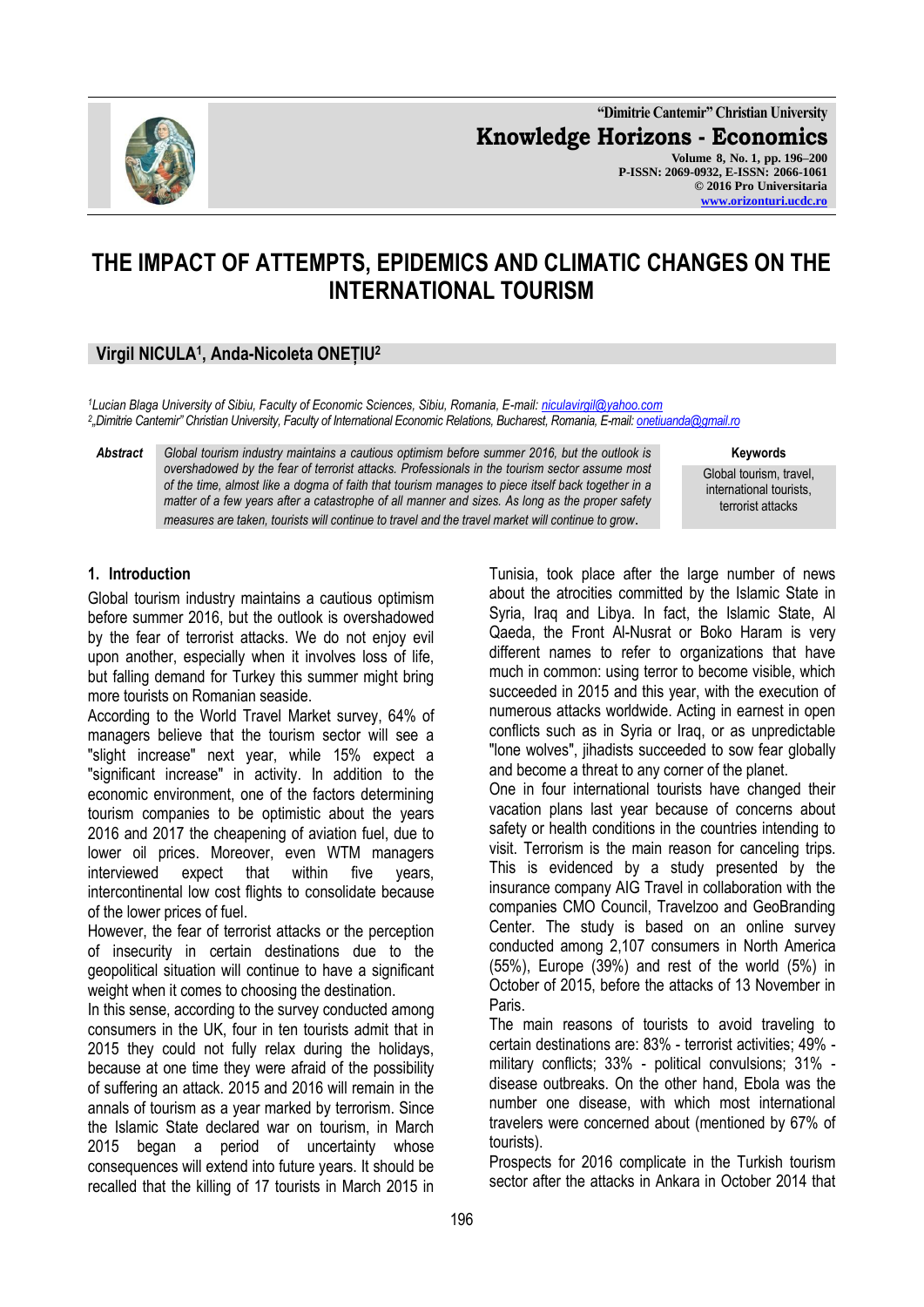# THE IMPACT OF ATTEMPTS, EPIDEMICS AND CLIMATIC CHANGES ON THE INTERNATIONAL TOURISM

**Virgil NICULA[1], Anda-Nicoleta ONEȚIU[2]**

*[1]Lucian Blaga University of Sibiu, Faculty of Economic Sciences, Sibiu, Romania, E-mail: niculavirgil@yahoo.com*
*[2]„Dimitrie Cantemir" Christian University, Faculty of International Economic Relations, Bucharest, Romania, E-mail: onetiuanda@gmail.ro*

**Abstract** *Global tourism industry maintains a cautious optimism before summer 2016, but the outlook is overshadowed by the fear of terrorist attacks. Professionals in the tourism sector assume most of the time, almost like a dogma of faith that tourism manages to piece itself back together in a matter of a few years after a catastrophe of all manner and sizes. As long as the proper safety measures are taken, tourists will continue to travel and the travel market will continue to grow.*

**Keywords**
Global tourism, travel, international tourists, terrorist attacks

## 1. Introduction

Global tourism industry maintains a cautious optimism before summer 2016, but the outlook is overshadowed by the fear of terrorist attacks. We do not enjoy evil upon another, especially when it involves loss of life, but falling demand for Turkey this summer might bring more tourists on Romanian seaside.

According to the World Travel Market survey, 64% of managers believe that the tourism sector will see a "slight increase" next year, while 15% expect a "significant increase" in activity. In addition to the economic environment, one of the factors determining tourism companies to be optimistic about the years 2016 and 2017 the cheapening of aviation fuel, due to lower oil prices. Moreover, even WTM managers interviewed expect that within five years, intercontinental low cost flights to consolidate because of the lower prices of fuel.

However, the fear of terrorist attacks or the perception of insecurity in certain destinations due to the geopolitical situation will continue to have a significant weight when it comes to choosing the destination.

In this sense, according to the survey conducted among consumers in the UK, four in ten tourists admit that in 2015 they could not fully relax during the holidays, because at one time they were afraid of the possibility of suffering an attack. 2015 and 2016 will remain in the annals of tourism as a year marked by terrorism. Since the Islamic State declared war on tourism, in March 2015 began a period of uncertainty whose consequences will extend into future years. It should be recalled that the killing of 17 tourists in March 2015 in Tunisia, took place after the large number of news about the atrocities committed by the Islamic State in Syria, Iraq and Libya. In fact, the Islamic State, Al Qaeda, the Front Al-Nusrat or Boko Haram is very different names to refer to organizations that have much in common: using terror to become visible, which succeeded in 2015 and this year, with the execution of numerous attacks worldwide. Acting in earnest in open conflicts such as in Syria or Iraq, or as unpredictable "lone wolves", jihadists succeeded to sow fear globally and become a threat to any corner of the planet.

One in four international tourists have changed their vacation plans last year because of concerns about safety or health conditions in the countries intending to visit. Terrorism is the main reason for canceling trips. This is evidenced by a study presented by the insurance company AIG Travel in collaboration with the companies CMO Council, Travelzoo and GeoBranding Center. The study is based on an online survey conducted among 2,107 consumers in North America (55%), Europe (39%) and rest of the world (5%) in October of 2015, before the attacks of 13 November in Paris.

The main reasons of tourists to avoid traveling to certain destinations are: 83% - terrorist activities; 49% - military conflicts; 33% - political convulsions; 31% - disease outbreaks. On the other hand, Ebola was the number one disease, with which most international travelers were concerned about (mentioned by 67% of tourists).

Prospects for 2016 complicate in the Turkish tourism sector after the attacks in Ankara in October 2014 that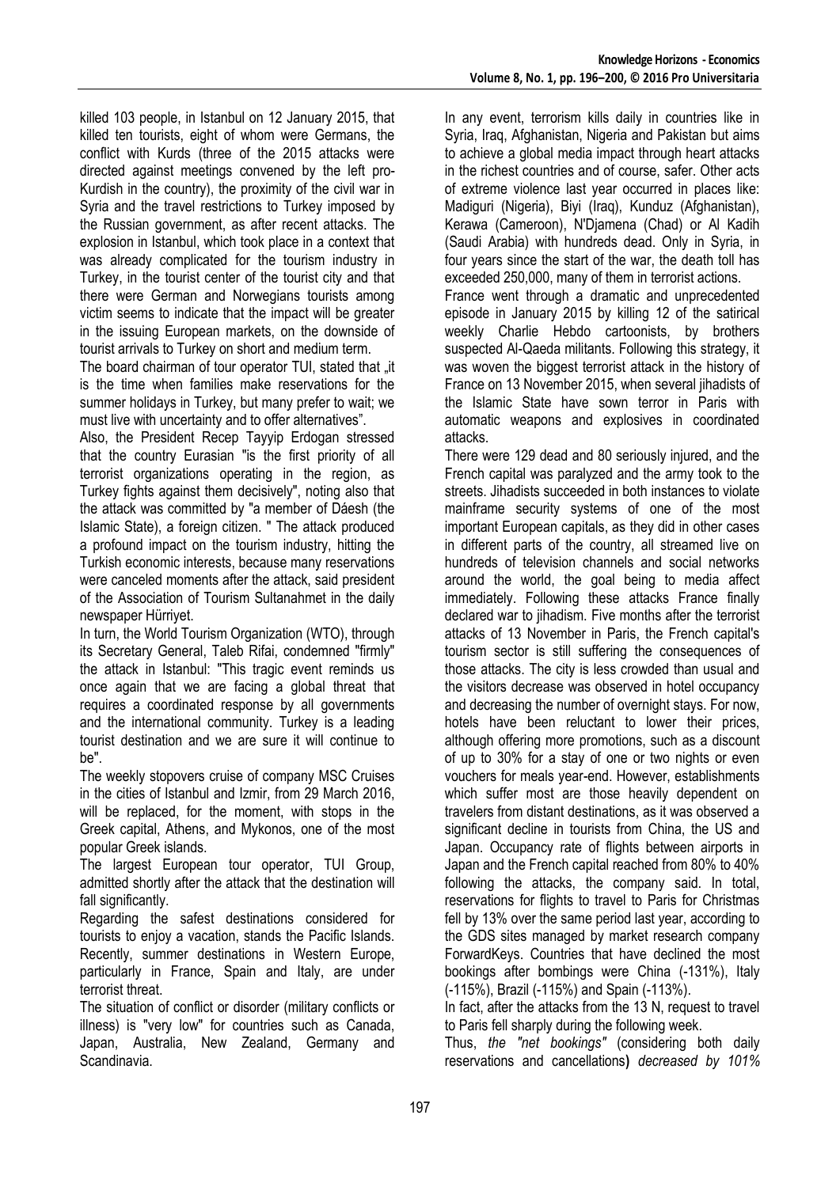killed 103 people, in Istanbul on 12 January 2015, that killed ten tourists, eight of whom were Germans, the conflict with Kurds (three of the 2015 attacks were directed against meetings convened by the left pro-Kurdish in the country), the proximity of the civil war in Syria and the travel restrictions to Turkey imposed by the Russian government, as after recent attacks. The explosion in Istanbul, which took place in a context that was already complicated for the tourism industry in Turkey, in the tourist center of the tourist city and that there were German and Norwegians tourists among victim seems to indicate that the impact will be greater in the issuing European markets, on the downside of tourist arrivals to Turkey on short and medium term.

The board chairman of tour operator TUI, stated that „it is the time when families make reservations for the summer holidays in Turkey, but many prefer to wait; we must live with uncertainty and to offer alternatives".

Also, the President Recep Tayyip Erdogan stressed that the country Eurasian "is the first priority of all terrorist organizations operating in the region, as Turkey fights against them decisively", noting also that the attack was committed by "a member of Dáesh (the Islamic State), a foreign citizen. " The attack produced a profound impact on the tourism industry, hitting the Turkish economic interests, because many reservations were canceled moments after the attack, said president of the Association of Tourism Sultanahmet in the daily newspaper Hürriyet.

In turn, the World Tourism Organization (WTO), through its Secretary General, Taleb Rifai, condemned "firmly" the attack in Istanbul: "This tragic event reminds us once again that we are facing a global threat that requires a coordinated response by all governments and the international community. Turkey is a leading tourist destination and we are sure it will continue to be".

The weekly stopovers cruise of company MSC Cruises in the cities of Istanbul and Izmir, from 29 March 2016, will be replaced, for the moment, with stops in the Greek capital, Athens, and Mykonos, one of the most popular Greek islands.

The largest European tour operator, TUI Group, admitted shortly after the attack that the destination will fall significantly.

Regarding the safest destinations considered for tourists to enjoy a vacation, stands the Pacific Islands. Recently, summer destinations in Western Europe, particularly in France, Spain and Italy, are under terrorist threat.

The situation of conflict or disorder (military conflicts or illness) is "very low" for countries such as Canada, Japan, Australia, New Zealand, Germany and Scandinavia.

In any event, terrorism kills daily in countries like in Syria, Iraq, Afghanistan, Nigeria and Pakistan but aims to achieve a global media impact through heart attacks in the richest countries and of course, safer. Other acts of extreme violence last year occurred in places like: Madiguri (Nigeria), Biyi (Iraq), Kunduz (Afghanistan), Kerawa (Cameroon), N'Djamena (Chad) or Al Kadih (Saudi Arabia) with hundreds dead. Only in Syria, in four years since the start of the war, the death toll has exceeded 250,000, many of them in terrorist actions.

France went through a dramatic and unprecedented episode in January 2015 by killing 12 of the satirical weekly Charlie Hebdo cartoonists, by brothers suspected Al-Qaeda militants. Following this strategy, it was woven the biggest terrorist attack in the history of France on 13 November 2015, when several jihadists of the Islamic State have sown terror in Paris with automatic weapons and explosives in coordinated attacks.

There were 129 dead and 80 seriously injured, and the French capital was paralyzed and the army took to the streets. Jihadists succeeded in both instances to violate mainframe security systems of one of the most important European capitals, as they did in other cases in different parts of the country, all streamed live on hundreds of television channels and social networks around the world, the goal being to media affect immediately. Following these attacks France finally declared war to jihadism. Five months after the terrorist attacks of 13 November in Paris, the French capital's tourism sector is still suffering the consequences of those attacks. The city is less crowded than usual and the visitors decrease was observed in hotel occupancy and decreasing the number of overnight stays. For now, hotels have been reluctant to lower their prices, although offering more promotions, such as a discount of up to 30% for a stay of one or two nights or even vouchers for meals year-end. However, establishments which suffer most are those heavily dependent on travelers from distant destinations, as it was observed a significant decline in tourists from China, the US and Japan. Occupancy rate of flights between airports in Japan and the French capital reached from 80% to 40% following the attacks, the company said. In total, reservations for flights to travel to Paris for Christmas fell by 13% over the same period last year, according to the GDS sites managed by market research company ForwardKeys. Countries that have declined the most bookings after bombings were China (-131%), Italy (-115%), Brazil (-115%) and Spain (-113%).

In fact, after the attacks from the 13 N, request to travel to Paris fell sharply during the following week.

Thus, *the "net bookings"* (considering both daily reservations and cancellations**)** *decreased by 101%*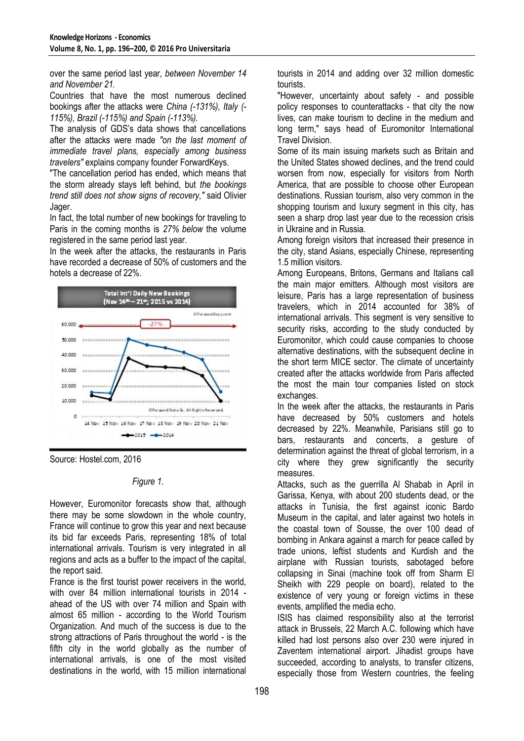over the same period last year, *between November 14 and November 21.*

Countries that have the most numerous declined bookings after the attacks were *China (-131%), Italy (-115%), Brazil (-115%) and Spain (-113%).*

The analysis of GDS's data shows that cancellations after the attacks were made *"on the last moment of immediate travel plans, especially among business travelers"* explains company founder ForwardKeys.

"The cancellation period has ended, which means that the storm already stays left behind, but *the bookings trend still does not show signs of recovery,"* said Olivier Jager.

In fact, the total number of new bookings for traveling to Paris in the coming months is *27% below* the volume registered in the same period last year.

In the week after the attacks, the restaurants in Paris have recorded a decrease of 50% of customers and the hotels a decrease of 22%.

Source: Hostel.com, 2016

*Figure 1.*

However, Euromonitor forecasts show that, although there may be some slowdown in the whole country, France will continue to grow this year and next because its bid far exceeds Paris, representing 18% of total international arrivals. Tourism is very integrated in all regions and acts as a buffer to the impact of the capital, the report said.

France is the first tourist power receivers in the world, with over 84 million international tourists in 2014 - ahead of the US with over 74 million and Spain with almost 65 million - according to the World Tourism Organization. And much of the success is due to the strong attractions of Paris throughout the world - is the fifth city in the world globally as the number of international arrivals, is one of the most visited destinations in the world, with 15 million international tourists in 2014 and adding over 32 million domestic tourists.

"However, uncertainty about safety - and possible policy responses to counterattacks - that city the now lives, can make tourism to decline in the medium and long term," says head of Euromonitor International Travel Division.

Some of its main issuing markets such as Britain and the United States showed declines, and the trend could worsen from now, especially for visitors from North America, that are possible to choose other European destinations. Russian tourism, also very common in the shopping tourism and luxury segment in this city, has seen a sharp drop last year due to the recession crisis in Ukraine and in Russia.

Among foreign visitors that increased their presence in the city, stand Asians, especially Chinese, representing 1.5 million visitors.

Among Europeans, Britons, Germans and Italians call the main major emitters. Although most visitors are leisure, Paris has a large representation of business travelers, which in 2014 accounted for 38% of international arrivals. This segment is very sensitive to security risks, according to the study conducted by Euromonitor, which could cause companies to choose alternative destinations, with the subsequent decline in the short term MICE sector. The climate of uncertainty created after the attacks worldwide from Paris affected the most the main tour companies listed on stock exchanges.

In the week after the attacks, the restaurants in Paris have decreased by 50% customers and hotels decreased by 22%. Meanwhile, Parisians still go to bars, restaurants and concerts, a gesture of determination against the threat of global terrorism, in a city where they grew significantly the security measures.

Attacks, such as the guerrilla Al Shabab in April in Garissa, Kenya, with about 200 students dead, or the attacks in Tunisia, the first against iconic Bardo Museum in the capital, and later against two hotels in the coastal town of Sousse, the over 100 dead of bombing in Ankara against a march for peace called by trade unions, leftist students and Kurdish and the airplane with Russian tourists, sabotaged before collapsing in Sinai (machine took off from Sharm El Sheikh with 229 people on board), related to the existence of very young or foreign victims in these events, amplified the media echo.

ISIS has claimed responsibility also at the terrorist attack in Brussels, 22 March A.C. following which have killed had lost persons also over 230 were injured in Zaventem international airport. Jihadist groups have succeeded, according to analysts, to transfer citizens, especially those from Western countries, the feeling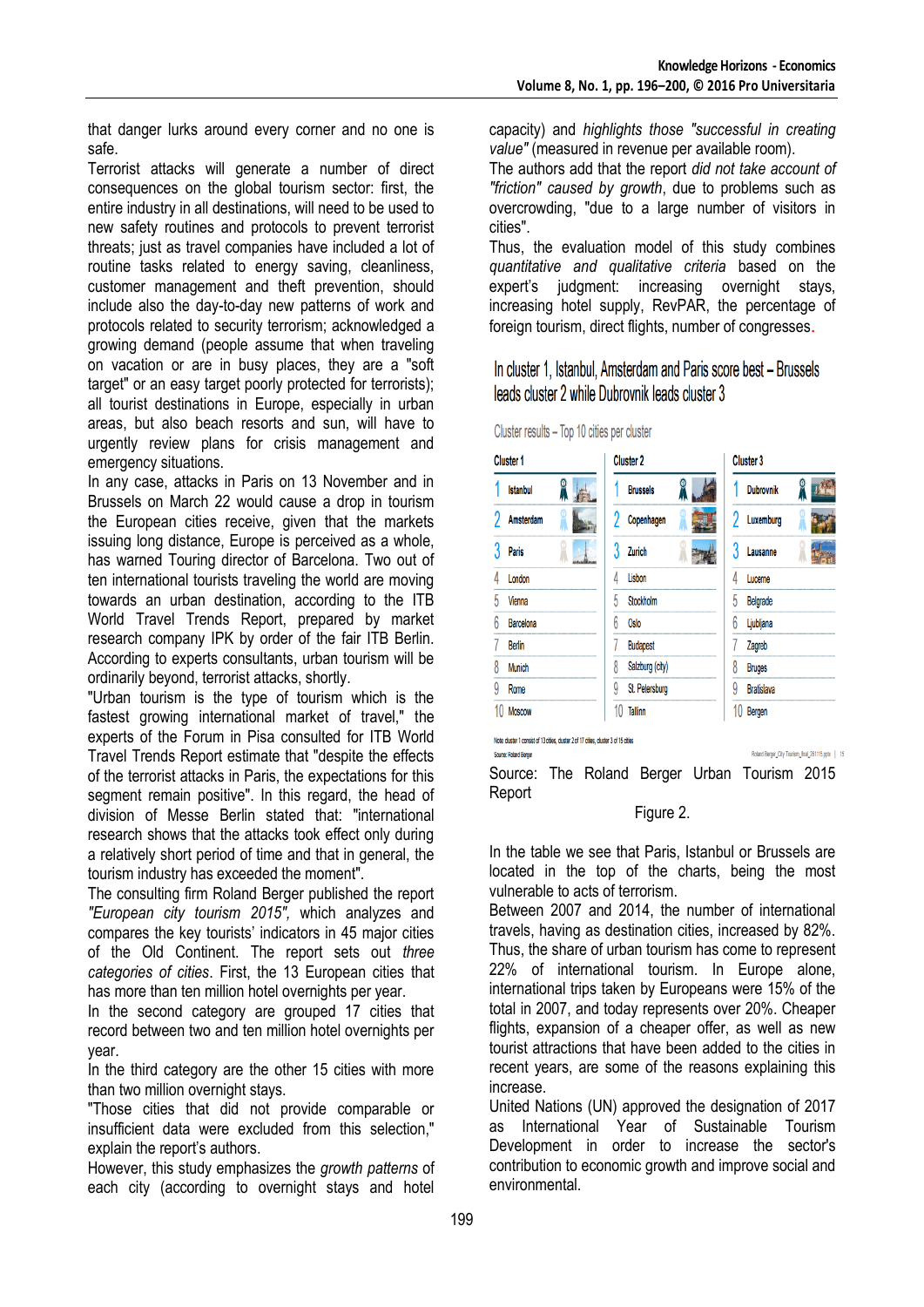that danger lurks around every corner and no one is safe.

Terrorist attacks will generate a number of direct consequences on the global tourism sector: first, the entire industry in all destinations, will need to be used to new safety routines and protocols to prevent terrorist threats; just as travel companies have included a lot of routine tasks related to energy saving, cleanliness, customer management and theft prevention, should include also the day-to-day new patterns of work and protocols related to security terrorism; acknowledged a growing demand (people assume that when traveling on vacation or are in busy places, they are a "soft target" or an easy target poorly protected for terrorists); all tourist destinations in Europe, especially in urban areas, but also beach resorts and sun, will have to urgently review plans for crisis management and emergency situations.

In any case, attacks in Paris on 13 November and in Brussels on March 22 would cause a drop in tourism the European cities receive, given that the markets issuing long distance, Europe is perceived as a whole, has warned Touring director of Barcelona. Two out of ten international tourists traveling the world are moving towards an urban destination, according to the ITB World Travel Trends Report, prepared by market research company IPK by order of the fair ITB Berlin. According to experts consultants, urban tourism will be ordinarily beyond, terrorist attacks, shortly.

"Urban tourism is the type of tourism which is the fastest growing international market of travel," the experts of the Forum in Pisa consulted for ITB World Travel Trends Report estimate that "despite the effects of the terrorist attacks in Paris, the expectations for this segment remain positive". In this regard, the head of division of Messe Berlin stated that: "international research shows that the attacks took effect only during a relatively short period of time and that in general, the tourism industry has exceeded the moment".

The consulting firm Roland Berger published the report *"European city tourism 2015"*, which analyzes and compares the key tourists' indicators in 45 major cities of the Old Continent. The report sets out *three categories of cities*. First, the 13 European cities that has more than ten million hotel overnights per year.

In the second category are grouped 17 cities that record between two and ten million hotel overnights per year.

In the third category are the other 15 cities with more than two million overnight stays.

"Those cities that did not provide comparable or insufficient data were excluded from this selection," explain the report's authors.

However, this study emphasizes the *growth patterns* of each city (according to overnight stays and hotel capacity) and *highlights those "successful in creating value"* (measured in revenue per available room).

The authors add that the report *did not take account of "friction" caused by growth*, due to problems such as overcrowding, "due to a large number of visitors in cities".

Thus, the evaluation model of this study combines *quantitative and qualitative criteria* based on the expert's judgment: increasing overnight stays, increasing hotel supply, RevPAR, the percentage of foreign tourism, direct flights, number of congresses.

In cluster 1, Istanbul, Amsterdam and Paris score best – Brussels leads cluster 2 while Dubrovnik leads cluster 3

Cluster results – Top 10 cities per cluster

| | Cluster 1 | | Cluster 2 | | Cluster 3 |
|---|---|---|---|---|---|
| 1 | Istanbul | 1 | Brussels | 1 | Dubrovnik |
| 2 | Amsterdam | 2 | Copenhagen | 2 | Luxemburg |
| 3 | Paris | 3 | Zurich | 3 | Lausanne |
| 4 | London | 4 | Lisbon | 4 | Lucerne |
| 5 | Vienna | 5 | Stockholm | 5 | Belgrade |
| 6 | Barcelona | 6 | Oslo | 6 | Ljubljana |
| 7 | Berlin | 7 | Budapest | 7 | Zagreb |
| 8 | Munich | 8 | Salzburg (city) | 8 | Bruges |
| 9 | Rome | 9 | St. Petersburg | 9 | Bratislava |
| 10 | Moscow | 10 | Tallinn | 10 | Bergen |

Note: cluster 1 consist of 13 cities, cluster 2 of 17 cities, cluster 3 of 15 cities

Source: Roland Berger

Source: The Roland Berger Urban Tourism 2015 Report

Figure 2.

In the table we see that Paris, Istanbul or Brussels are located in the top of the charts, being the most vulnerable to acts of terrorism.

Between 2007 and 2014, the number of international travels, having as destination cities, increased by 82%. Thus, the share of urban tourism has come to represent 22% of international tourism. In Europe alone, international trips taken by Europeans were 15% of the total in 2007, and today represents over 20%. Cheaper flights, expansion of a cheaper offer, as well as new tourist attractions that have been added to the cities in recent years, are some of the reasons explaining this increase.

United Nations (UN) approved the designation of 2017 as International Year of Sustainable Tourism Development in order to increase the sector's contribution to economic growth and improve social and environmental.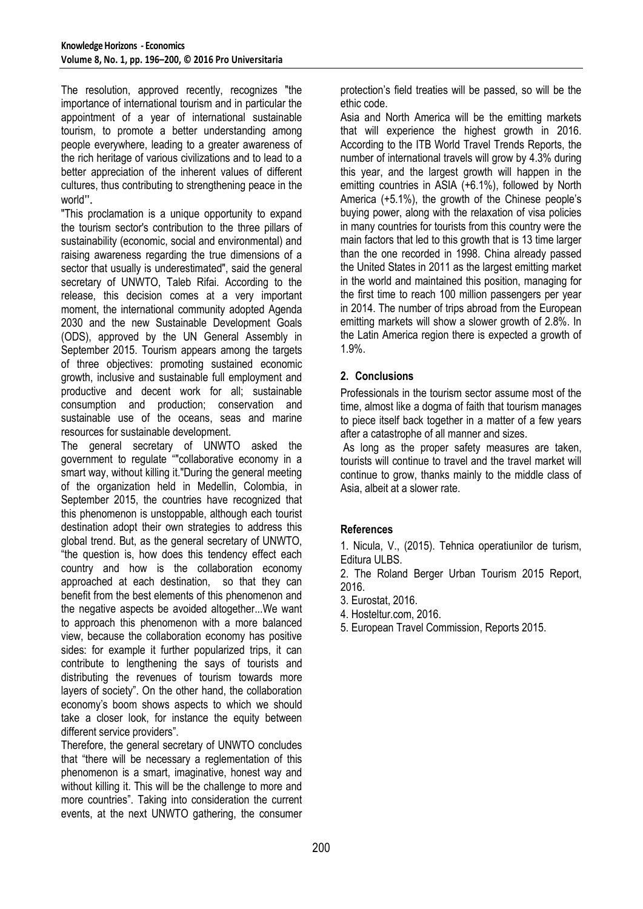The resolution, approved recently, recognizes "the importance of international tourism and in particular the appointment of a year of international sustainable tourism, to promote a better understanding among people everywhere, leading to a greater awareness of the rich heritage of various civilizations and to lead to a better appreciation of the inherent values of different cultures, thus contributing to strengthening peace in the world".

"This proclamation is a unique opportunity to expand the tourism sector's contribution to the three pillars of sustainability (economic, social and environmental) and raising awareness regarding the true dimensions of a sector that usually is underestimated", said the general secretary of UNWTO, Taleb Rifai. According to the release, this decision comes at a very important moment, the international community adopted Agenda 2030 and the new Sustainable Development Goals (ODS), approved by the UN General Assembly in September 2015. Tourism appears among the targets of three objectives: promoting sustained economic growth, inclusive and sustainable full employment and productive and decent work for all; sustainable consumption and production; conservation and sustainable use of the oceans, seas and marine resources for sustainable development.

The general secretary of UNWTO asked the government to regulate ""collaborative economy in a smart way, without killing it."During the general meeting of the organization held in Medellin, Colombia, in September 2015, the countries have recognized that this phenomenon is unstoppable, although each tourist destination adopt their own strategies to address this global trend. But, as the general secretary of UNWTO, "the question is, how does this tendency effect each country and how is the collaboration economy approached at each destination, so that they can benefit from the best elements of this phenomenon and the negative aspects be avoided altogether...We want to approach this phenomenon with a more balanced view, because the collaboration economy has positive sides: for example it further popularized trips, it can contribute to lengthening the says of tourists and distributing the revenues of tourism towards more layers of society". On the other hand, the collaboration economy's boom shows aspects to which we should take a closer look, for instance the equity between different service providers".

Therefore, the general secretary of UNWTO concludes that "there will be necessary a reglementation of this phenomenon is a smart, imaginative, honest way and without killing it. This will be the challenge to more and more countries". Taking into consideration the current events, at the next UNWTO gathering, the consumer protection's field treaties will be passed, so will be the ethic code.

Asia and North America will be the emitting markets that will experience the highest growth in 2016. According to the ITB World Travel Trends Reports, the number of international travels will grow by 4.3% during this year, and the largest growth will happen in the emitting countries in ASIA (+6.1%), followed by North America (+5.1%), the growth of the Chinese people's buying power, along with the relaxation of visa policies in many countries for tourists from this country were the main factors that led to this growth that is 13 time larger than the one recorded in 1998. China already passed the United States in 2011 as the largest emitting market in the world and maintained this position, managing for the first time to reach 100 million passengers per year in 2014. The number of trips abroad from the European emitting markets will show a slower growth of 2.8%. In the Latin America region there is expected a growth of 1.9%.

## 2. Conclusions

Professionals in the tourism sector assume most of the time, almost like a dogma of faith that tourism manages to piece itself back together in a matter of a few years after a catastrophe of all manner and sizes.

As long as the proper safety measures are taken, tourists will continue to travel and the travel market will continue to grow, thanks mainly to the middle class of Asia, albeit at a slower rate.

## References

1. Nicula, V., (2015). Tehnica operatiunilor de turism, Editura ULBS.
2. The Roland Berger Urban Tourism 2015 Report, 2016.
3. Eurostat, 2016.
4. Hosteltur.com, 2016.
5. European Travel Commission, Reports 2015.